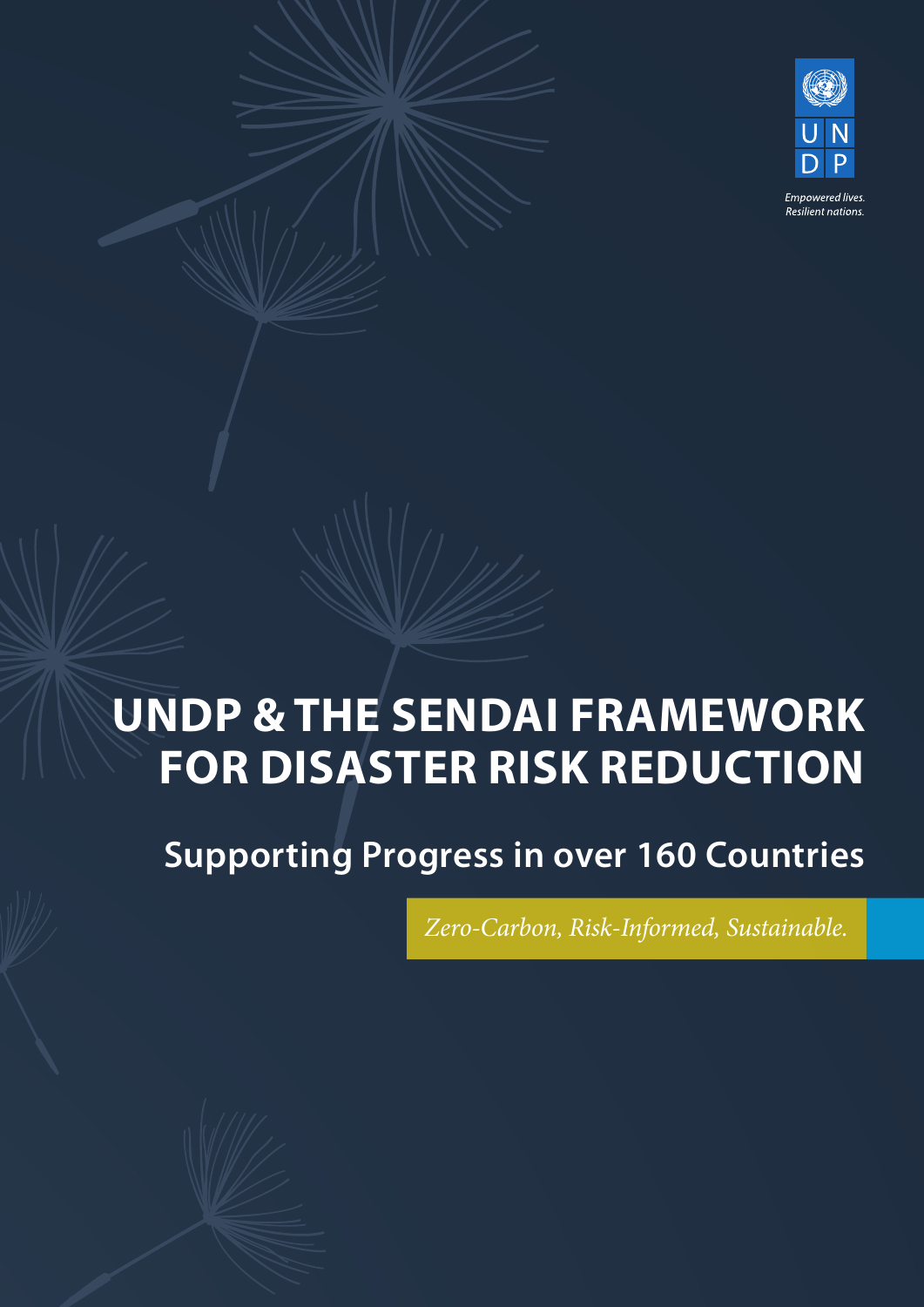UNDP

Empowered lives.
Resilient nations.

# UNDP & THE SENDAI FRAMEWORK FOR DISASTER RISK REDUCTION

## Supporting Progress in over 160 Countries

*Zero-Carbon, Risk-Informed, Sustainable.*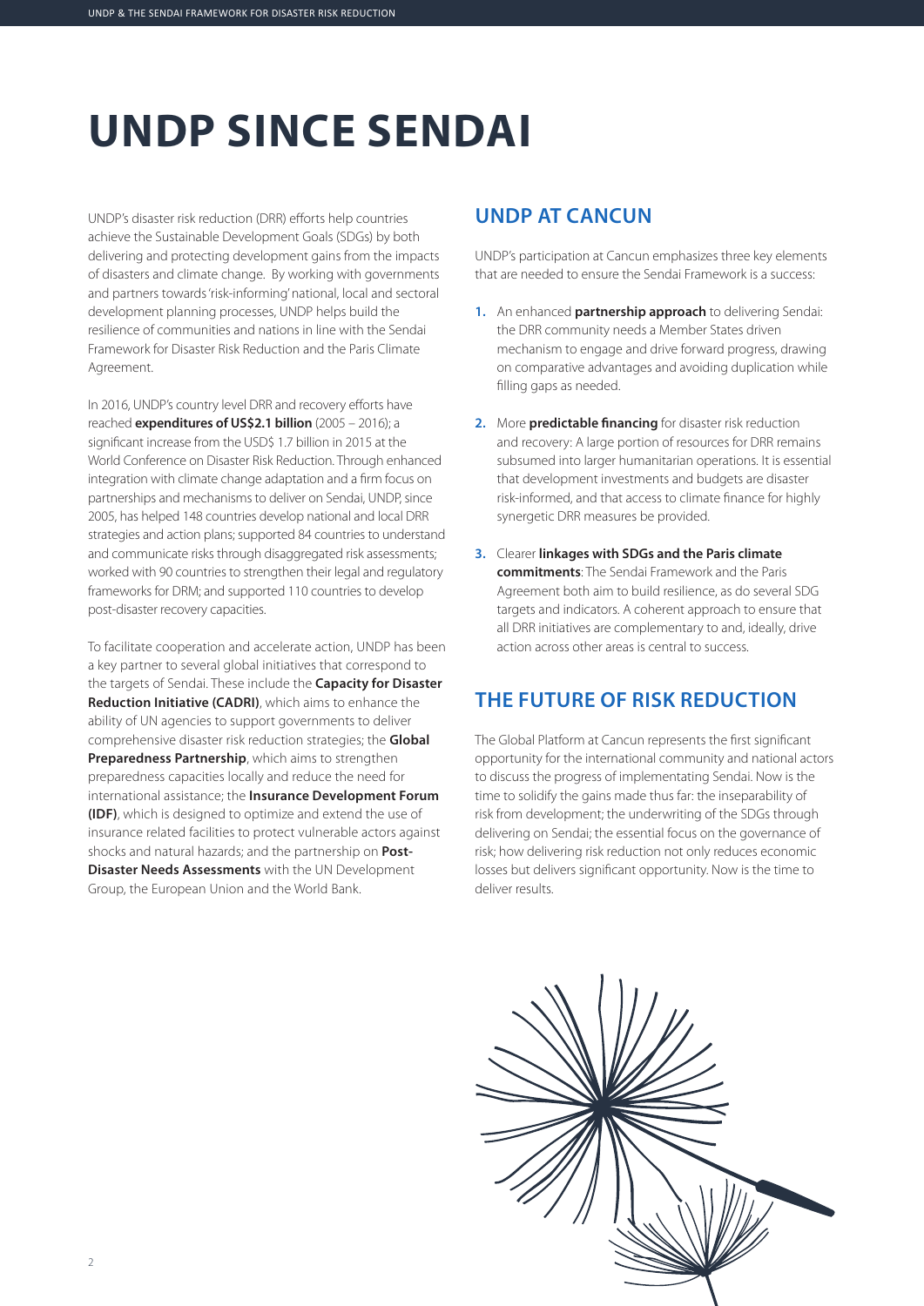# UNDP SINCE SENDAI

UNDP's disaster risk reduction (DRR) efforts help countries achieve the Sustainable Development Goals (SDGs) by both delivering and protecting development gains from the impacts of disasters and climate change. By working with governments and partners towards 'risk-informing' national, local and sectoral development planning processes, UNDP helps build the resilience of communities and nations in line with the Sendai Framework for Disaster Risk Reduction and the Paris Climate Agreement.

In 2016, UNDP's country level DRR and recovery efforts have reached **expenditures of US$2.1 billion** (2005 – 2016); a significant increase from the USD$ 1.7 billion in 2015 at the World Conference on Disaster Risk Reduction. Through enhanced integration with climate change adaptation and a firm focus on partnerships and mechanisms to deliver on Sendai, UNDP, since 2005, has helped 148 countries develop national and local DRR strategies and action plans; supported 84 countries to understand and communicate risks through disaggregated risk assessments; worked with 90 countries to strengthen their legal and regulatory frameworks for DRM; and supported 110 countries to develop post-disaster recovery capacities.

To facilitate cooperation and accelerate action, UNDP has been a key partner to several global initiatives that correspond to the targets of Sendai. These include the **Capacity for Disaster Reduction Initiative (CADRI)**, which aims to enhance the ability of UN agencies to support governments to deliver comprehensive disaster risk reduction strategies; the **Global Preparedness Partnership**, which aims to strengthen preparedness capacities locally and reduce the need for international assistance; the **Insurance Development Forum (IDF)**, which is designed to optimize and extend the use of insurance related facilities to protect vulnerable actors against shocks and natural hazards; and the partnership on **Post-Disaster Needs Assessments** with the UN Development Group, the European Union and the World Bank.

## UNDP AT CANCUN

UNDP's participation at Cancun emphasizes three key elements that are needed to ensure the Sendai Framework is a success:

1. An enhanced **partnership approach** to delivering Sendai: the DRR community needs a Member States driven mechanism to engage and drive forward progress, drawing on comparative advantages and avoiding duplication while filling gaps as needed.
2. More **predictable financing** for disaster risk reduction and recovery: A large portion of resources for DRR remains subsumed into larger humanitarian operations. It is essential that development investments and budgets are disaster risk-informed, and that access to climate finance for highly synergetic DRR measures be provided.
3. Clearer **linkages with SDGs and the Paris climate commitments**: The Sendai Framework and the Paris Agreement both aim to build resilience, as do several SDG targets and indicators. A coherent approach to ensure that all DRR initiatives are complementary to and, ideally, drive action across other areas is central to success.

## THE FUTURE OF RISK REDUCTION

The Global Platform at Cancun represents the first significant opportunity for the international community and national actors to discuss the progress of implementating Sendai. Now is the time to solidify the gains made thus far: the inseparability of risk from development; the underwriting of the SDGs through delivering on Sendai; the essential focus on the governance of risk; how delivering risk reduction not only reduces economic losses but delivers significant opportunity. Now is the time to deliver results.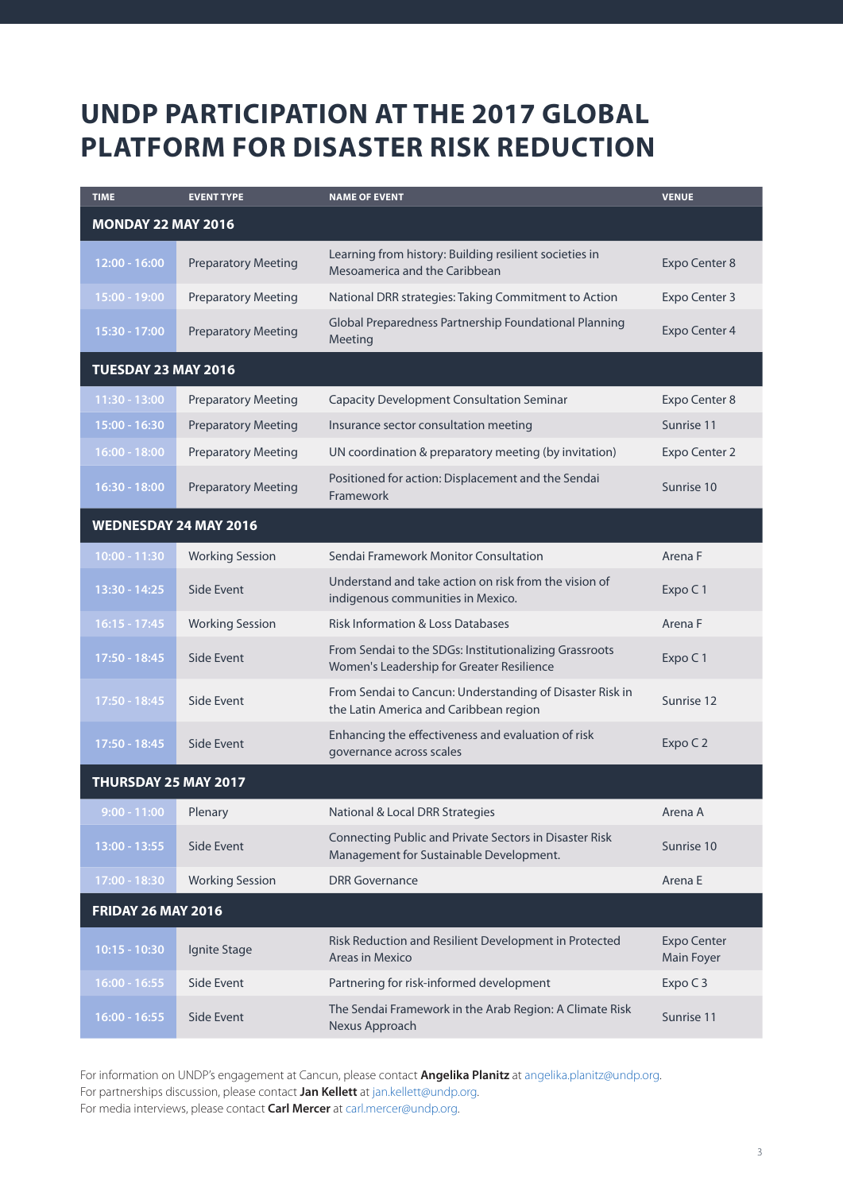# UNDP PARTICIPATION AT THE 2017 GLOBAL PLATFORM FOR DISASTER RISK REDUCTION

| TIME | EVENT TYPE | NAME OF EVENT | VENUE |
|---|---|---|---|
| **MONDAY 22 MAY 2016** | | | |
| 12:00 - 16:00 | Preparatory Meeting | Learning from history: Building resilient societies in Mesoamerica and the Caribbean | Expo Center 8 |
| 15:00 - 19:00 | Preparatory Meeting | National DRR strategies: Taking Commitment to Action | Expo Center 3 |
| 15:30 - 17:00 | Preparatory Meeting | Global Preparedness Partnership Foundational Planning Meeting | Expo Center 4 |
| **TUESDAY 23 MAY 2016** | | | |
| 11:30 - 13:00 | Preparatory Meeting | Capacity Development Consultation Seminar | Expo Center 8 |
| 15:00 - 16:30 | Preparatory Meeting | Insurance sector consultation meeting | Sunrise 11 |
| 16:00 - 18:00 | Preparatory Meeting | UN coordination & preparatory meeting (by invitation) | Expo Center 2 |
| 16:30 - 18:00 | Preparatory Meeting | Positioned for action: Displacement and the Sendai Framework | Sunrise 10 |
| **WEDNESDAY 24 MAY 2016** | | | |
| 10:00 - 11:30 | Working Session | Sendai Framework Monitor Consultation | Arena F |
| 13:30 - 14:25 | Side Event | Understand and take action on risk from the vision of indigenous communities in Mexico. | Expo C 1 |
| 16:15 - 17:45 | Working Session | Risk Information & Loss Databases | Arena F |
| 17:50 - 18:45 | Side Event | From Sendai to the SDGs: Institutionalizing Grassroots Women's Leadership for Greater Resilience | Expo C 1 |
| 17:50 - 18:45 | Side Event | From Sendai to Cancun: Understanding of Disaster Risk in the Latin America and Caribbean region | Sunrise 12 |
| 17:50 - 18:45 | Side Event | Enhancing the effectiveness and evaluation of risk governance across scales | Expo C 2 |
| **THURSDAY 25 MAY 2017** | | | |
| 9:00 - 11:00 | Plenary | National & Local DRR Strategies | Arena A |
| 13:00 - 13:55 | Side Event | Connecting Public and Private Sectors in Disaster Risk Management for Sustainable Development. | Sunrise 10 |
| 17:00 - 18:30 | Working Session | DRR Governance | Arena E |
| **FRIDAY 26 MAY 2016** | | | |
| 10:15 - 10:30 | Ignite Stage | Risk Reduction and Resilient Development in Protected Areas in Mexico | Expo Center Main Foyer |
| 16:00 - 16:55 | Side Event | Partnering for risk-informed development | Expo C 3 |
| 16:00 - 16:55 | Side Event | The Sendai Framework in the Arab Region: A Climate Risk Nexus Approach | Sunrise 11 |

For information on UNDP's engagement at Cancun, please contact **Angelika Planitz** at angelika.planitz@undp.org.
For partnerships discussion, please contact **Jan Kellett** at jan.kellett@undp.org.
For media interviews, please contact **Carl Mercer** at carl.mercer@undp.org.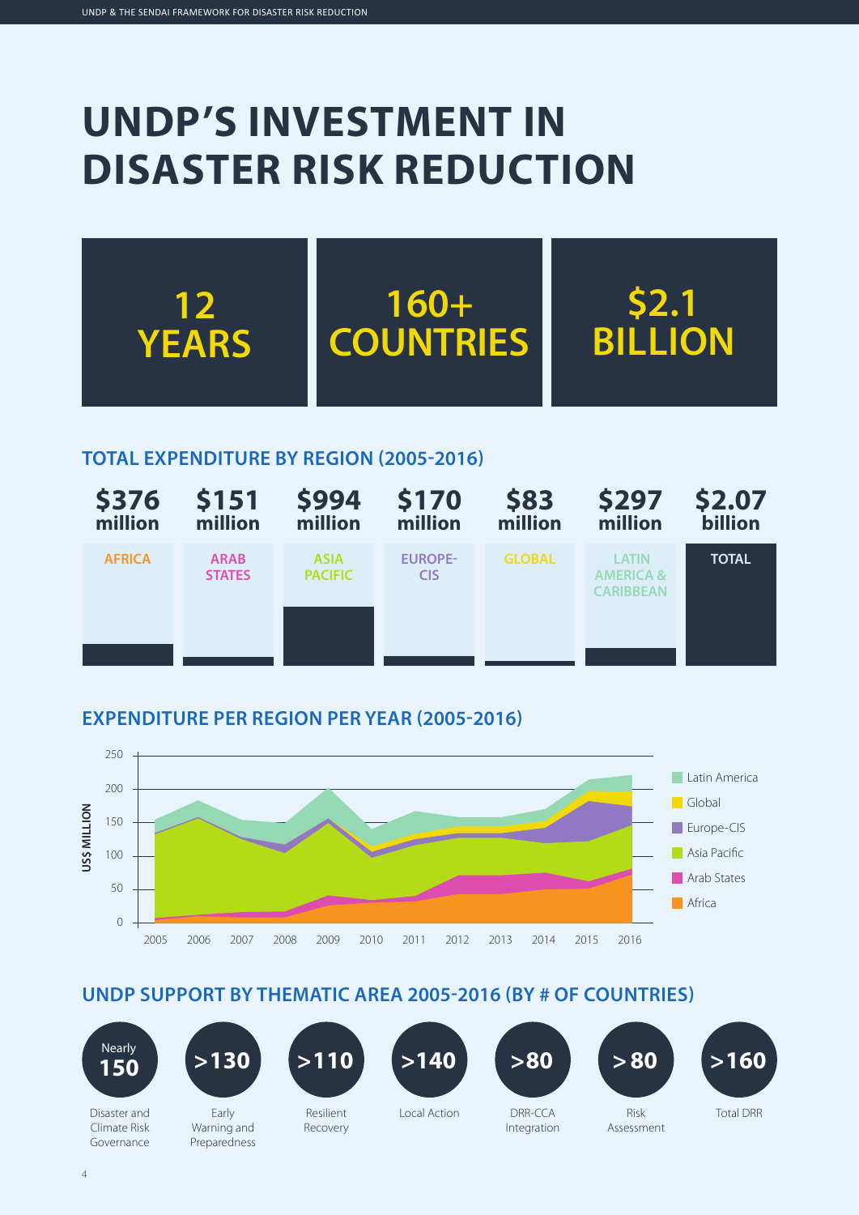# UNDP'S INVESTMENT IN DISASTER RISK REDUCTION

**12 YEARS**

**160+ COUNTRIES**

**$2.1 BILLION**

## TOTAL EXPENDITURE BY REGION (2005-2016)

| AFRICA | ARAB STATES | ASIA PACIFIC | EUROPE-CIS | GLOBAL | LATIN AMERICA & CARIBBEAN | TOTAL |
|---|---|---|---|---|---|---|
| $376 million | $151 million | $994 million | $170 million | $83 million | $297 million | $2.07 billion |

## EXPENDITURE PER REGION PER YEAR (2005-2016)

US$ MILLION

0, 50, 100, 150, 200, 250

2005, 2006, 2007, 2008, 2009, 2010, 2011, 2012, 2013, 2014, 2015, 2016

Latin America, Global, Europe-CIS, Asia Pacific, Arab States, Africa

## UNDP SUPPORT BY THEMATIC AREA 2005-2016 (BY # OF COUNTRIES)

- **Nearly 150** — Disaster and Climate Risk Governance
- **>130** — Early Warning and Preparedness
- **>110** — Resilient Recovery
- **>140** — Local Action
- **>80** — DRR-CCA Integration
- **> 80** — Risk Assessment
- **>160** — Total DRR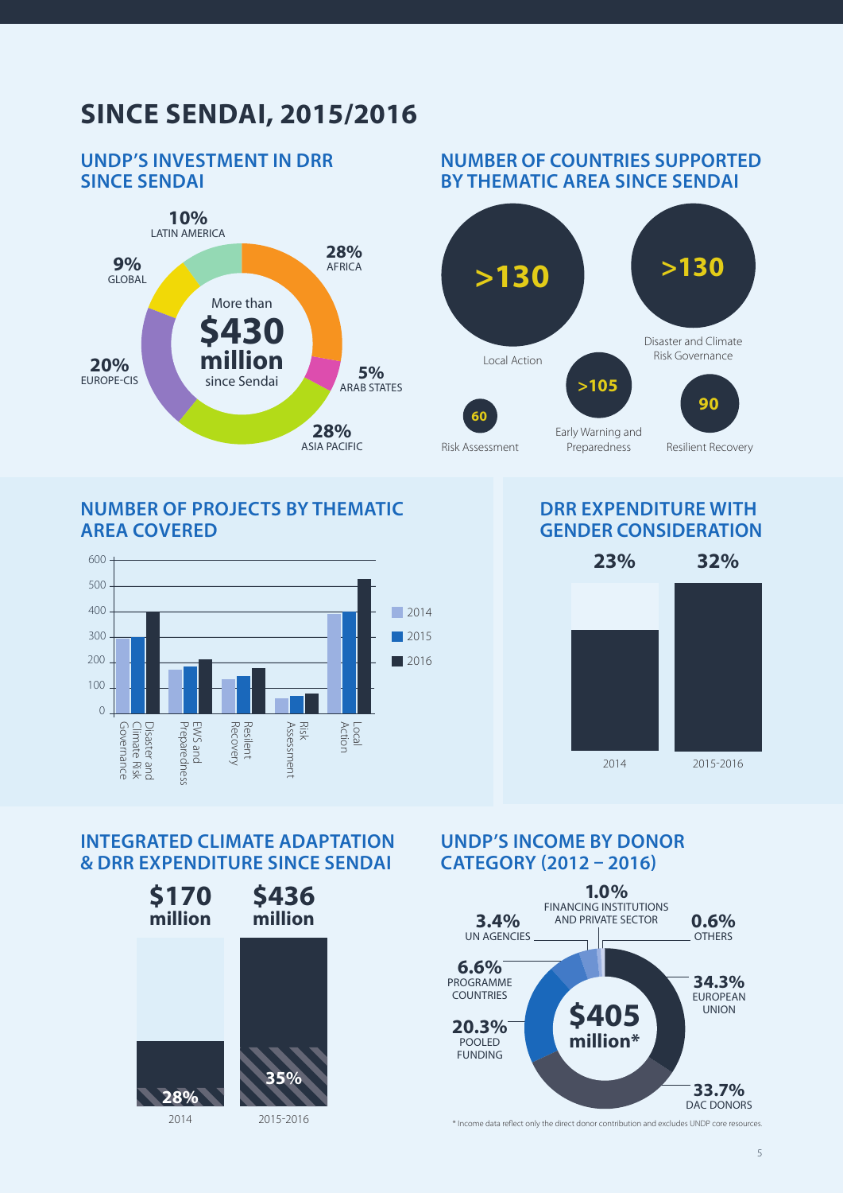# SINCE SENDAI, 2015/2016

## UNDP'S INVESTMENT IN DRR SINCE SENDAI

More than **$430 million** since Sendai

- **28%** AFRICA
- **5%** ARAB STATES
- **28%** ASIA PACIFIC
- **20%** EUROPE-CIS
- **9%** GLOBAL
- **10%** LATIN AMERICA

## NUMBER OF COUNTRIES SUPPORTED BY THEMATIC AREA SINCE SENDAI

- **>130** Local Action
- **>130** Disaster and Climate Risk Governance
- **>105** Early Warning and Preparedness
- **90** Resilient Recovery
- **60** Risk Assessment

## NUMBER OF PROJECTS BY THEMATIC AREA COVERED

| Thematic area | 2014 | 2015 | 2016 |
| --- | --- | --- | --- |
| Disaster and Climate Risk Governance | ~295 | ~300 | ~400 |
| EWS and Preparedness | ~170 | ~185 | ~210 |
| Resilient Recovery | ~135 | ~145 | ~175 |
| Risk Assessment | ~60 | ~70 | ~80 |
| Local Action | ~390 | ~400 | ~525 |

## DRR EXPENDITURE WITH GENDER CONSIDERATION

| 2014 | 2015-2016 |
| --- | --- |
| 23% | 32% |

## INTEGRATED CLIMATE ADAPTATION & DRR EXPENDITURE SINCE SENDAI

| | 2014 | 2015-2016 |
| --- | --- | --- |
| Expenditure | $170 million | $436 million |
| Share | 28% | 35% |

## UNDP'S INCOME BY DONOR CATEGORY (2012 – 2016)

**$405 million***

- **34.3%** EUROPEAN UNION
- **33.7%** DAC DONORS
- **20.3%** POOLED FUNDING
- **6.6%** PROGRAMME COUNTRIES
- **3.4%** UN AGENCIES
- **1.0%** FINANCING INSTITUTIONS AND PRIVATE SECTOR
- **0.6%** OTHERS

\* Income data reflect only the direct donor contribution and excludes UNDP core resources.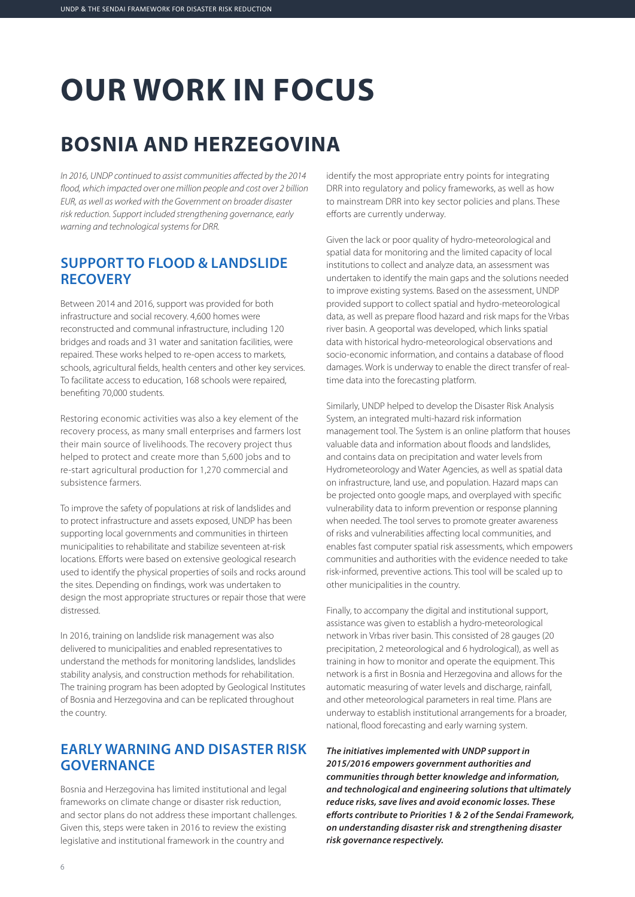# OUR WORK IN FOCUS

## BOSNIA AND HERZEGOVINA

*In 2016, UNDP continued to assist communities affected by the 2014 flood, which impacted over one million people and cost over 2 billion EUR, as well as worked with the Government on broader disaster risk reduction. Support included strengthening governance, early warning and technological systems for DRR.*

### SUPPORT TO FLOOD & LANDSLIDE RECOVERY

Between 2014 and 2016, support was provided for both infrastructure and social recovery. 4,600 homes were reconstructed and communal infrastructure, including 120 bridges and roads and 31 water and sanitation facilities, were repaired. These works helped to re-open access to markets, schools, agricultural fields, health centers and other key services. To facilitate access to education, 168 schools were repaired, benefiting 70,000 students.

Restoring economic activities was also a key element of the recovery process, as many small enterprises and farmers lost their main source of livelihoods. The recovery project thus helped to protect and create more than 5,600 jobs and to re-start agricultural production for 1,270 commercial and subsistence farmers.

To improve the safety of populations at risk of landslides and to protect infrastructure and assets exposed, UNDP has been supporting local governments and communities in thirteen municipalities to rehabilitate and stabilize seventeen at-risk locations. Efforts were based on extensive geological research used to identify the physical properties of soils and rocks around the sites. Depending on findings, work was undertaken to design the most appropriate structures or repair those that were distressed.

In 2016, training on landslide risk management was also delivered to municipalities and enabled representatives to understand the methods for monitoring landslides, landslides stability analysis, and construction methods for rehabilitation. The training program has been adopted by Geological Institutes of Bosnia and Herzegovina and can be replicated throughout the country.

### EARLY WARNING AND DISASTER RISK GOVERNANCE

Bosnia and Herzegovina has limited institutional and legal frameworks on climate change or disaster risk reduction, and sector plans do not address these important challenges. Given this, steps were taken in 2016 to review the existing legislative and institutional framework in the country and identify the most appropriate entry points for integrating DRR into regulatory and policy frameworks, as well as how to mainstream DRR into key sector policies and plans. These efforts are currently underway.

Given the lack or poor quality of hydro-meteorological and spatial data for monitoring and the limited capacity of local institutions to collect and analyze data, an assessment was undertaken to identify the main gaps and the solutions needed to improve existing systems. Based on the assessment, UNDP provided support to collect spatial and hydro-meteorological data, as well as prepare flood hazard and risk maps for the Vrbas river basin. A geoportal was developed, which links spatial data with historical hydro-meteorological observations and socio-economic information, and contains a database of flood damages. Work is underway to enable the direct transfer of real-time data into the forecasting platform.

Similarly, UNDP helped to develop the Disaster Risk Analysis System, an integrated multi-hazard risk information management tool. The System is an online platform that houses valuable data and information about floods and landslides, and contains data on precipitation and water levels from Hydrometeorology and Water Agencies, as well as spatial data on infrastructure, land use, and population. Hazard maps can be projected onto google maps, and overplayed with specific vulnerability data to inform prevention or response planning when needed. The tool serves to promote greater awareness of risks and vulnerabilities affecting local communities, and enables fast computer spatial risk assessments, which empowers communities and authorities with the evidence needed to take risk-informed, preventive actions. This tool will be scaled up to other municipalities in the country.

Finally, to accompany the digital and institutional support, assistance was given to establish a hydro-meteorological network in Vrbas river basin. This consisted of 28 gauges (20 precipitation, 2 meteorological and 6 hydrological), as well as training in how to monitor and operate the equipment. This network is a first in Bosnia and Herzegovina and allows for the automatic measuring of water levels and discharge, rainfall, and other meteorological parameters in real time. Plans are underway to establish institutional arrangements for a broader, national, flood forecasting and early warning system.

***The initiatives implemented with UNDP support in 2015/2016 empowers government authorities and communities through better knowledge and information, and technological and engineering solutions that ultimately reduce risks, save lives and avoid economic losses. These efforts contribute to Priorities 1 & 2 of the Sendai Framework, on understanding disaster risk and strengthening disaster risk governance respectively.***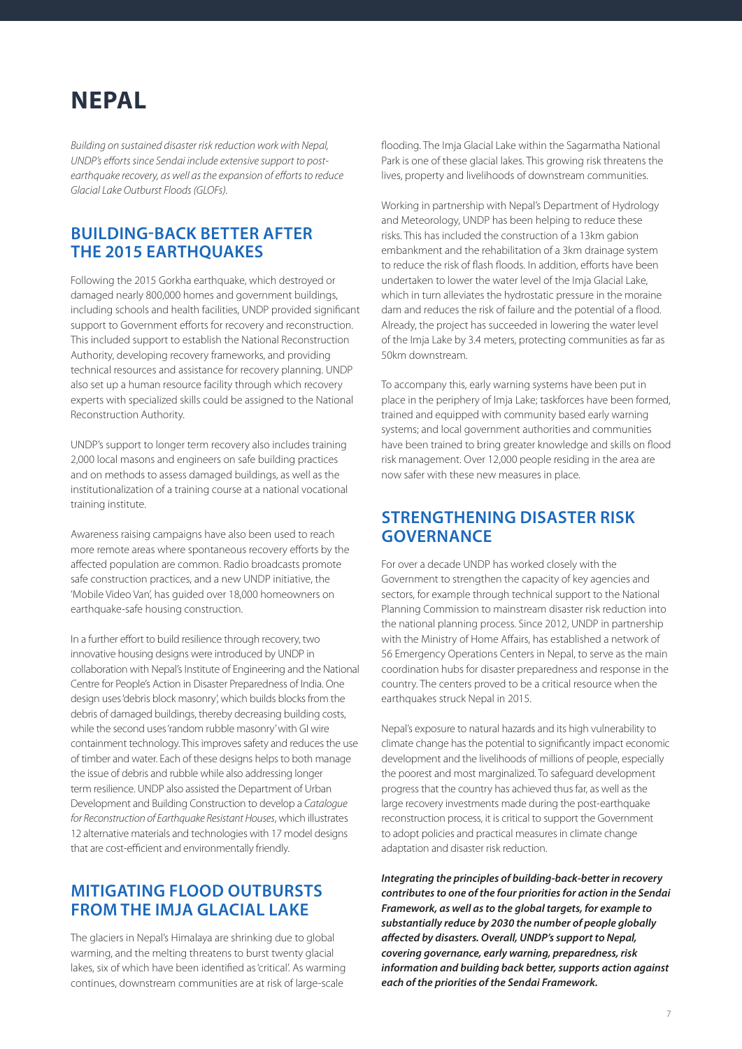# NEPAL

*Building on sustained disaster risk reduction work with Nepal, UNDP's efforts since Sendai include extensive support to post-earthquake recovery, as well as the expansion of efforts to reduce Glacial Lake Outburst Floods (GLOFs).*

## BUILDING-BACK BETTER AFTER THE 2015 EARTHQUAKES

Following the 2015 Gorkha earthquake, which destroyed or damaged nearly 800,000 homes and government buildings, including schools and health facilities, UNDP provided significant support to Government efforts for recovery and reconstruction. This included support to establish the National Reconstruction Authority, developing recovery frameworks, and providing technical resources and assistance for recovery planning. UNDP also set up a human resource facility through which recovery experts with specialized skills could be assigned to the National Reconstruction Authority.

UNDP's support to longer term recovery also includes training 2,000 local masons and engineers on safe building practices and on methods to assess damaged buildings, as well as the institutionalization of a training course at a national vocational training institute.

Awareness raising campaigns have also been used to reach more remote areas where spontaneous recovery efforts by the affected population are common. Radio broadcasts promote safe construction practices, and a new UNDP initiative, the 'Mobile Video Van', has guided over 18,000 homeowners on earthquake-safe housing construction.

In a further effort to build resilience through recovery, two innovative housing designs were introduced by UNDP in collaboration with Nepal's Institute of Engineering and the National Centre for People's Action in Disaster Preparedness of India. One design uses 'debris block masonry', which builds blocks from the debris of damaged buildings, thereby decreasing building costs, while the second uses 'random rubble masonry' with GI wire containment technology. This improves safety and reduces the use of timber and water. Each of these designs helps to both manage the issue of debris and rubble while also addressing longer term resilience. UNDP also assisted the Department of Urban Development and Building Construction to develop a *Catalogue for Reconstruction of Earthquake Resistant Houses*, which illustrates 12 alternative materials and technologies with 17 model designs that are cost-efficient and environmentally friendly.

## MITIGATING FLOOD OUTBURSTS FROM THE IMJA GLACIAL LAKE

The glaciers in Nepal's Himalaya are shrinking due to global warming, and the melting threatens to burst twenty glacial lakes, six of which have been identified as 'critical'. As warming continues, downstream communities are at risk of large-scale flooding. The Imja Glacial Lake within the Sagarmatha National Park is one of these glacial lakes. This growing risk threatens the lives, property and livelihoods of downstream communities.

Working in partnership with Nepal's Department of Hydrology and Meteorology, UNDP has been helping to reduce these risks. This has included the construction of a 13km gabion embankment and the rehabilitation of a 3km drainage system to reduce the risk of flash floods. In addition, efforts have been undertaken to lower the water level of the Imja Glacial Lake, which in turn alleviates the hydrostatic pressure in the moraine dam and reduces the risk of failure and the potential of a flood. Already, the project has succeeded in lowering the water level of the Imja Lake by 3.4 meters, protecting communities as far as 50km downstream.

To accompany this, early warning systems have been put in place in the periphery of Imja Lake; taskforces have been formed, trained and equipped with community based early warning systems; and local government authorities and communities have been trained to bring greater knowledge and skills on flood risk management. Over 12,000 people residing in the area are now safer with these new measures in place.

## STRENGTHENING DISASTER RISK GOVERNANCE

For over a decade UNDP has worked closely with the Government to strengthen the capacity of key agencies and sectors, for example through technical support to the National Planning Commission to mainstream disaster risk reduction into the national planning process. Since 2012, UNDP in partnership with the Ministry of Home Affairs, has established a network of 56 Emergency Operations Centers in Nepal, to serve as the main coordination hubs for disaster preparedness and response in the country. The centers proved to be a critical resource when the earthquakes struck Nepal in 2015.

Nepal's exposure to natural hazards and its high vulnerability to climate change has the potential to significantly impact economic development and the livelihoods of millions of people, especially the poorest and most marginalized. To safeguard development progress that the country has achieved thus far, as well as the large recovery investments made during the post-earthquake reconstruction process, it is critical to support the Government to adopt policies and practical measures in climate change adaptation and disaster risk reduction.

***Integrating the principles of building-back-better in recovery contributes to one of the four priorities for action in the Sendai Framework, as well as to the global targets, for example to substantially reduce by 2030 the number of people globally affected by disasters. Overall, UNDP's support to Nepal, covering governance, early warning, preparedness, risk information and building back better, supports action against each of the priorities of the Sendai Framework.***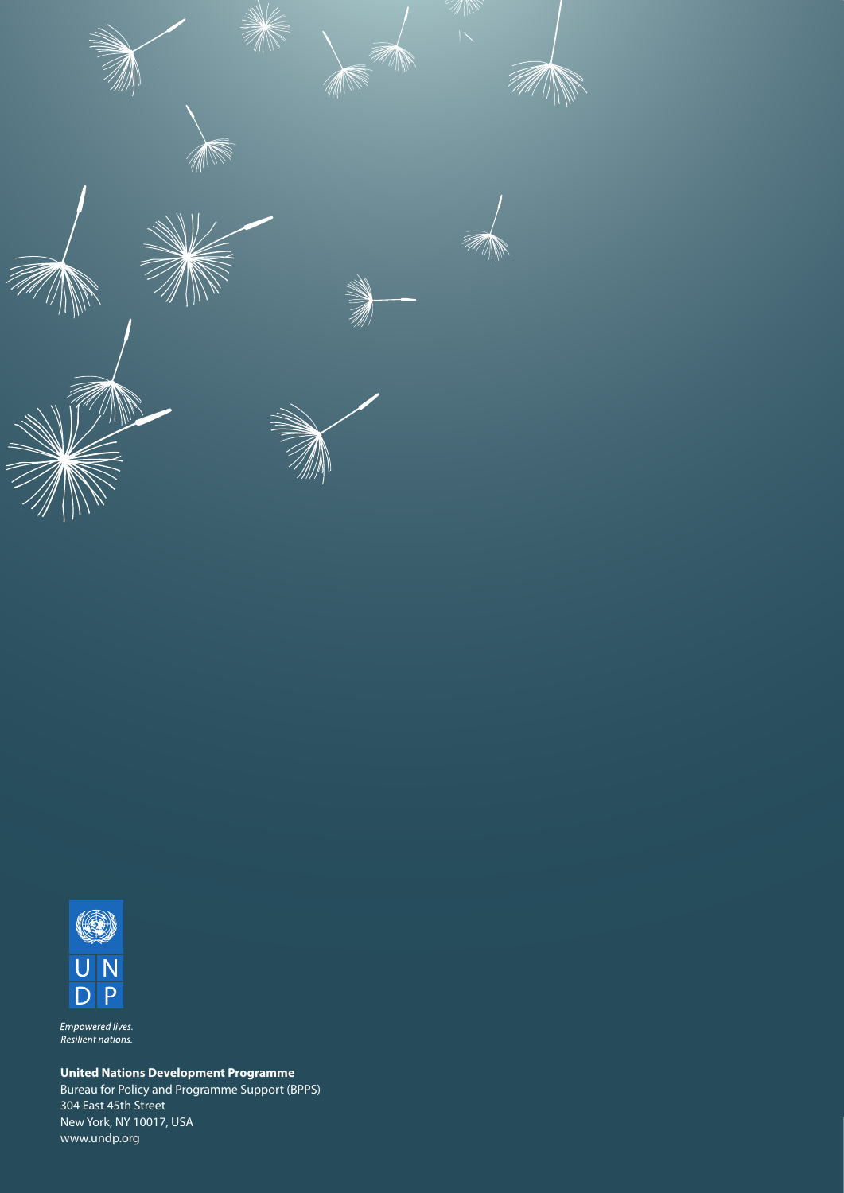U N
D P

*Empowered lives.*
*Resilient nations.*

**United Nations Development Programme**
Bureau for Policy and Programme Support (BPPS)
304 East 45th Street
New York, NY 10017, USA
www.undp.org